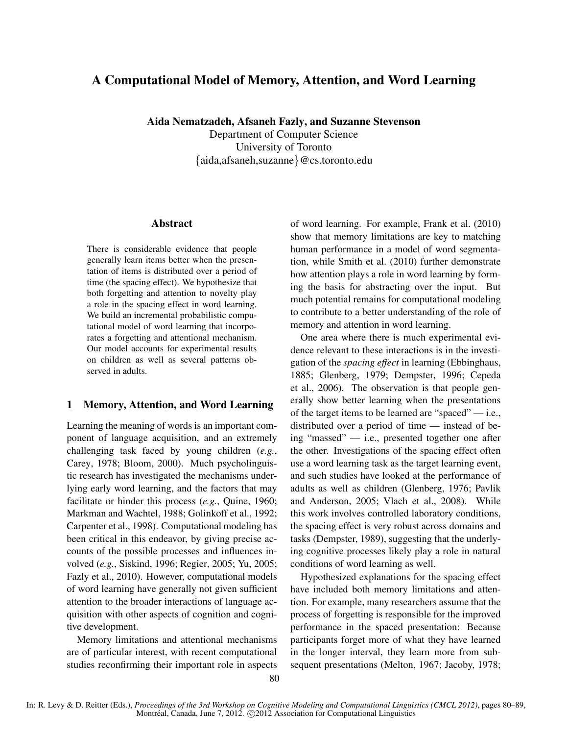# A Computational Model of Memory, Attention, and Word Learning

**Aida Nematzadeh, Afsaneh Fazly, and Suzanne Stevenson**
Department of Computer Science
University of Toronto
{aida,afsaneh,suzanne}@cs.toronto.edu

## Abstract

There is considerable evidence that people generally learn items better when the presentation of items is distributed over a period of time (the spacing effect). We hypothesize that both forgetting and attention to novelty play a role in the spacing effect in word learning. We build an incremental probabilistic computational model of word learning that incorporates a forgetting and attentional mechanism. Our model accounts for experimental results on children as well as several patterns observed in adults.

## 1 Memory, Attention, and Word Learning

Learning the meaning of words is an important component of language acquisition, and an extremely challenging task faced by young children (*e.g.*, Carey, 1978; Bloom, 2000). Much psycholinguistic research has investigated the mechanisms underlying early word learning, and the factors that may facilitate or hinder this process (*e.g.*, Quine, 1960; Markman and Wachtel, 1988; Golinkoff et al., 1992; Carpenter et al., 1998). Computational modeling has been critical in this endeavor, by giving precise accounts of the possible processes and influences involved (*e.g.*, Siskind, 1996; Regier, 2005; Yu, 2005; Fazly et al., 2010). However, computational models of word learning have generally not given sufficient attention to the broader interactions of language acquisition with other aspects of cognition and cognitive development.

Memory limitations and attentional mechanisms are of particular interest, with recent computational studies reconfirming their important role in aspects of word learning. For example, Frank et al. (2010) show that memory limitations are key to matching human performance in a model of word segmentation, while Smith et al. (2010) further demonstrate how attention plays a role in word learning by forming the basis for abstracting over the input. But much potential remains for computational modeling to contribute to a better understanding of the role of memory and attention in word learning.

One area where there is much experimental evidence relevant to these interactions is in the investigation of the *spacing effect* in learning (Ebbinghaus, 1885; Glenberg, 1979; Dempster, 1996; Cepeda et al., 2006). The observation is that people generally show better learning when the presentations of the target items to be learned are "spaced" — i.e., distributed over a period of time — instead of being "massed" — i.e., presented together one after the other. Investigations of the spacing effect often use a word learning task as the target learning event, and such studies have looked at the performance of adults as well as children (Glenberg, 1976; Pavlik and Anderson, 2005; Vlach et al., 2008). While this work involves controlled laboratory conditions, the spacing effect is very robust across domains and tasks (Dempster, 1989), suggesting that the underlying cognitive processes likely play a role in natural conditions of word learning as well.

Hypothesized explanations for the spacing effect have included both memory limitations and attention. For example, many researchers assume that the process of forgetting is responsible for the improved performance in the spaced presentation: Because participants forget more of what they have learned in the longer interval, they learn more from subsequent presentations (Melton, 1967; Jacoby, 1978;

In: R. Levy & D. Reitter (Eds.), *Proceedings of the 3rd Workshop on Cognitive Modeling and Computational Linguistics (CMCL 2012)*, pages 80–89, Montréal, Canada, June 7, 2012. ©2012 Association for Computational Linguistics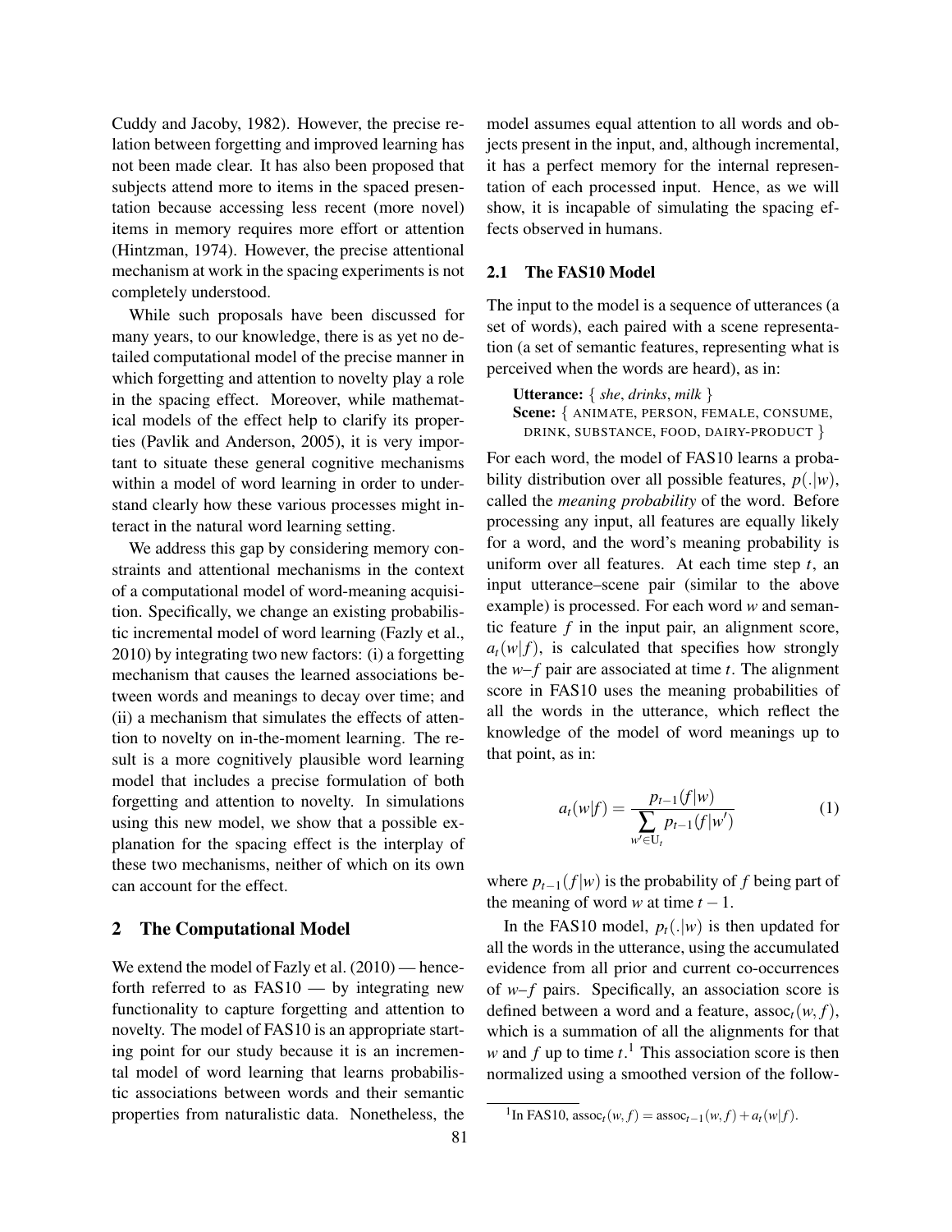Cuddy and Jacoby, 1982). However, the precise relation between forgetting and improved learning has not been made clear. It has also been proposed that subjects attend more to items in the spaced presentation because accessing less recent (more novel) items in memory requires more effort or attention (Hintzman, 1974). However, the precise attentional mechanism at work in the spacing experiments is not completely understood.

While such proposals have been discussed for many years, to our knowledge, there is as yet no detailed computational model of the precise manner in which forgetting and attention to novelty play a role in the spacing effect. Moreover, while mathematical models of the effect help to clarify its properties (Pavlik and Anderson, 2005), it is very important to situate these general cognitive mechanisms within a model of word learning in order to understand clearly how these various processes might interact in the natural word learning setting.

We address this gap by considering memory constraints and attentional mechanisms in the context of a computational model of word-meaning acquisition. Specifically, we change an existing probabilistic incremental model of word learning (Fazly et al., 2010) by integrating two new factors: (i) a forgetting mechanism that causes the learned associations between words and meanings to decay over time; and (ii) a mechanism that simulates the effects of attention to novelty on in-the-moment learning. The result is a more cognitively plausible word learning model that includes a precise formulation of both forgetting and attention to novelty. In simulations using this new model, we show that a possible explanation for the spacing effect is the interplay of these two mechanisms, neither of which on its own can account for the effect.

## 2 The Computational Model

We extend the model of Fazly et al. (2010) — henceforth referred to as FAS10 — by integrating new functionality to capture forgetting and attention to novelty. The model of FAS10 is an appropriate starting point for our study because it is an incremental model of word learning that learns probabilistic associations between words and their semantic properties from naturalistic data. Nonetheless, the model assumes equal attention to all words and objects present in the input, and, although incremental, it has a perfect memory for the internal representation of each processed input. Hence, as we will show, it is incapable of simulating the spacing effects observed in humans.

### 2.1 The FAS10 Model

The input to the model is a sequence of utterances (a set of words), each paired with a scene representation (a set of semantic features, representing what is perceived when the words are heard), as in:

**Utterance:** { *she*, *drinks*, *milk* }
**Scene:** { ANIMATE, PERSON, FEMALE, CONSUME, DRINK, SUBSTANCE, FOOD, DAIRY-PRODUCT }

For each word, the model of FAS10 learns a probability distribution over all possible features, $p(.|w)$, called the *meaning probability* of the word. Before processing any input, all features are equally likely for a word, and the word's meaning probability is uniform over all features. At each time step $t$, an input utterance–scene pair (similar to the above example) is processed. For each word $w$ and semantic feature $f$ in the input pair, an alignment score, $a_t(w|f)$, is calculated that specifies how strongly the $w$–$f$ pair are associated at time $t$. The alignment score in FAS10 uses the meaning probabilities of all the words in the utterance, which reflect the knowledge of the model of word meanings up to that point, as in:

$$a_t(w|f) = \frac{p_{t-1}(f|w)}{\sum\limits_{w' \in \mathrm{U}_t} p_{t-1}(f|w')} \tag{1}$$

where $p_{t-1}(f|w)$ is the probability of $f$ being part of the meaning of word $w$ at time $t-1$.

In the FAS10 model, $p_t(.|w)$ is then updated for all the words in the utterance, using the accumulated evidence from all prior and current co-occurrences of $w$–$f$ pairs. Specifically, an association score is defined between a word and a feature, $\mathrm{assoc}_t(w,f)$, which is a summation of all the alignments for that $w$ and $f$ up to time $t$.[1] This association score is then normalized using a smoothed version of the follow-

[1] In FAS10, $\mathrm{assoc}_t(w,f) = \mathrm{assoc}_{t-1}(w,f) + a_t(w|f)$.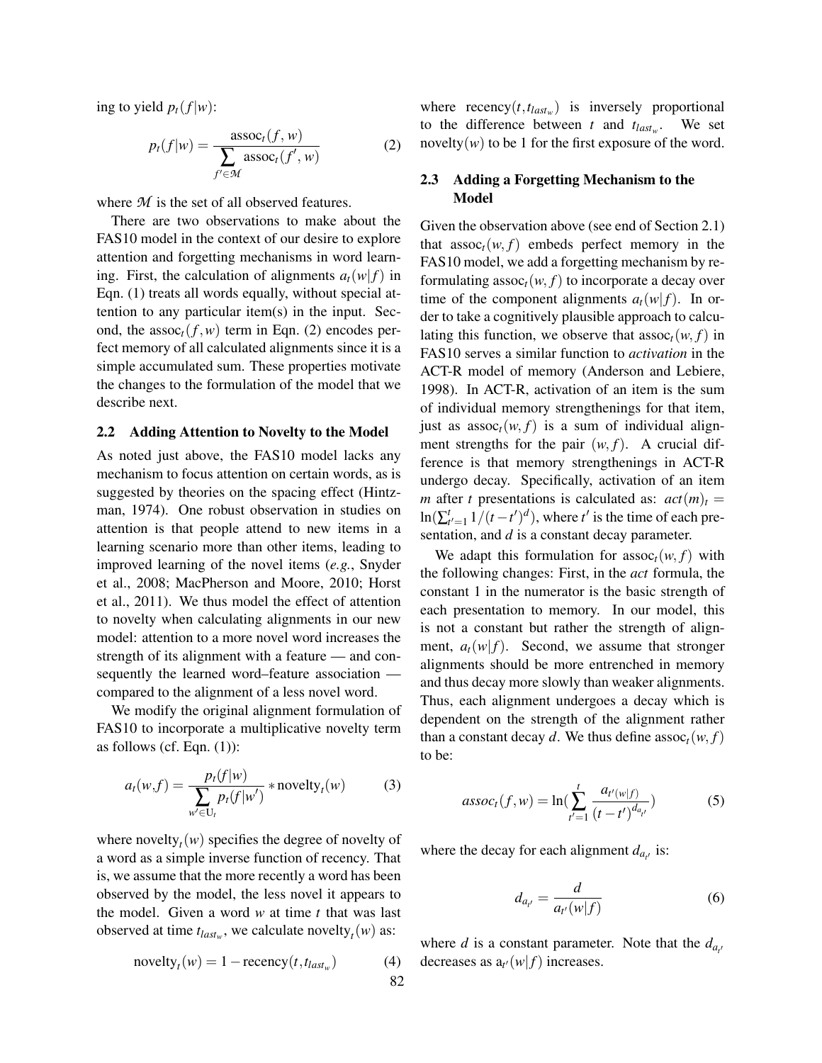ing to yield $p_t(f|w)$:

$$p_t(f|w) = \frac{\text{assoc}_t(f, w)}{\sum_{f' \in \mathcal{M}} \text{assoc}_t(f', w)} \quad (2)$$

where $\mathcal{M}$ is the set of all observed features.

There are two observations to make about the FAS10 model in the context of our desire to explore attention and forgetting mechanisms in word learning. First, the calculation of alignments $a_t(w|f)$ in Eqn. (1) treats all words equally, without special attention to any particular item(s) in the input. Second, the $\text{assoc}_t(f, w)$ term in Eqn. (2) encodes perfect memory of all calculated alignments since it is a simple accumulated sum. These properties motivate the changes to the formulation of the model that we describe next.

### 2.2 Adding Attention to Novelty to the Model

As noted just above, the FAS10 model lacks any mechanism to focus attention on certain words, as is suggested by theories on the spacing effect (Hintzman, 1974). One robust observation in studies on attention is that people attend to new items in a learning scenario more than other items, leading to improved learning of the novel items (*e.g.*, Snyder et al., 2008; MacPherson and Moore, 2010; Horst et al., 2011). We thus model the effect of attention to novelty when calculating alignments in our new model: attention to a more novel word increases the strength of its alignment with a feature — and consequently the learned word–feature association — compared to the alignment of a less novel word.

We modify the original alignment formulation of FAS10 to incorporate a multiplicative novelty term as follows (cf. Eqn. (1)):

$$a_t(w,f) = \frac{p_t(f|w)}{\sum_{w' \in \text{U}_t} p_t(f|w')} * \text{novelty}_t(w) \quad (3)$$

where $\text{novelty}_t(w)$ specifies the degree of novelty of a word as a simple inverse function of recency. That is, we assume that the more recently a word has been observed by the model, the less novel it appears to the model. Given a word $w$ at time $t$ that was last observed at time $t_{last_w}$, we calculate $\text{novelty}_t(w)$ as:

$$\text{novelty}_t(w) = 1 - \text{recency}(t, t_{last_w}) \quad (4)$$

where $\text{recency}(t, t_{last_w})$ is inversely proportional to the difference between $t$ and $t_{last_w}$. We set $\text{novelty}(w)$ to be 1 for the first exposure of the word.

### 2.3 Adding a Forgetting Mechanism to the Model

Given the observation above (see end of Section 2.1) that $\text{assoc}_t(w, f)$ embeds perfect memory in the FAS10 model, we add a forgetting mechanism by reformulating $\text{assoc}_t(w, f)$ to incorporate a decay over time of the component alignments $a_t(w|f)$. In order to take a cognitively plausible approach to calculating this function, we observe that $\text{assoc}_t(w, f)$ in FAS10 serves a similar function to *activation* in the ACT-R model of memory (Anderson and Lebiere, 1998). In ACT-R, activation of an item is the sum of individual memory strengthenings for that item, just as $\text{assoc}_t(w, f)$ is a sum of individual alignment strengths for the pair $(w, f)$. A crucial difference is that memory strengthenings in ACT-R undergo decay. Specifically, activation of an item $m$ after $t$ presentations is calculated as: $act(m)_t = \ln(\sum_{t'=1}^{t} 1/(t-t')^d)$, where $t'$ is the time of each presentation, and $d$ is a constant decay parameter.

We adapt this formulation for $\text{assoc}_t(w, f)$ with the following changes: First, in the *act* formula, the constant 1 in the numerator is the basic strength of each presentation to memory. In our model, this is not a constant but rather the strength of alignment, $a_t(w|f)$. Second, we assume that stronger alignments should be more entrenched in memory and thus decay more slowly than weaker alignments. Thus, each alignment undergoes a decay which is dependent on the strength of the alignment rather than a constant decay $d$. We thus define $\text{assoc}_t(w, f)$ to be:

$$assoc_t(f, w) = \ln\left(\sum_{t'=1}^{t} \frac{a_{t'(w|f)}}{(t-t')^{d_{a_{t'}}}}\right) \quad (5)$$

where the decay for each alignment $d_{a_{t'}}$ is:

$$d_{a_{t'}} = \frac{d}{a_{t'}(w|f)} \quad (6)$$

where $d$ is a constant parameter. Note that the $d_{a_{t'}}$ decreases as $a_{t'}(w|f)$ increases.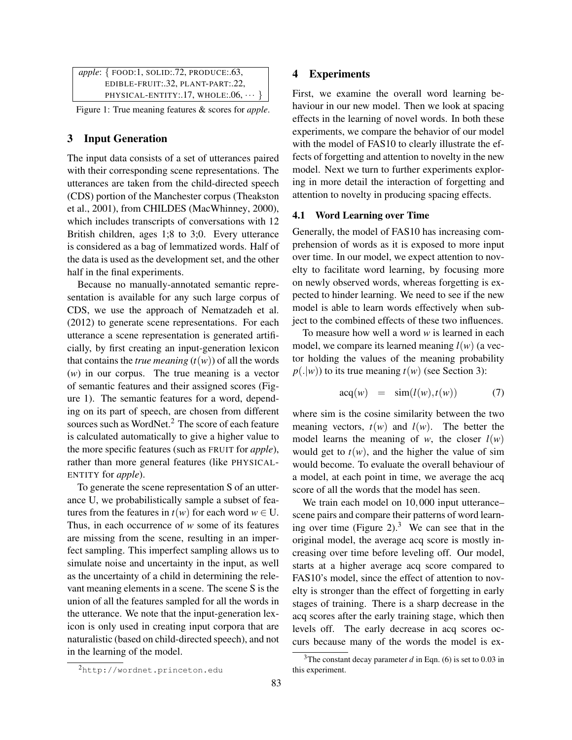*apple*: { FOOD:1, SOLID:.72, PRODUCE:.63, EDIBLE-FRUIT:.32, PLANT-PART:.22, PHYSICAL-ENTITY:.17, WHOLE:.06, $\cdots$ }

Figure 1: True meaning features & scores for *apple*.

## 3 Input Generation

The input data consists of a set of utterances paired with their corresponding scene representations. The utterances are taken from the child-directed speech (CDS) portion of the Manchester corpus (Theakston et al., 2001), from CHILDES (MacWhinney, 2000), which includes transcripts of conversations with 12 British children, ages 1;8 to 3;0. Every utterance is considered as a bag of lemmatized words. Half of the data is used as the development set, and the other half in the final experiments.

Because no manually-annotated semantic representation is available for any such large corpus of CDS, we use the approach of Nematzadeh et al. (2012) to generate scene representations. For each utterance a scene representation is generated artificially, by first creating an input-generation lexicon that contains the *true meaning* ($t(w)$) of all the words ($w$) in our corpus. The true meaning is a vector of semantic features and their assigned scores (Figure 1). The semantic features for a word, depending on its part of speech, are chosen from different sources such as WordNet.[2] The score of each feature is calculated automatically to give a higher value to the more specific features (such as FRUIT for *apple*), rather than more general features (like PHYSICAL-ENTITY for *apple*).

To generate the scene representation S of an utterance U, we probabilistically sample a subset of features from the features in $t(w)$ for each word $w \in$ U. Thus, in each occurrence of $w$ some of its features are missing from the scene, resulting in an imperfect sampling. This imperfect sampling allows us to simulate noise and uncertainty in the input, as well as the uncertainty of a child in determining the relevant meaning elements in a scene. The scene S is the union of all the features sampled for all the words in the utterance. We note that the input-generation lexicon is only used in creating input corpora that are naturalistic (based on child-directed speech), and not in the learning of the model.

[2] http://wordnet.princeton.edu

## 4 Experiments

First, we examine the overall word learning behaviour in our new model. Then we look at spacing effects in the learning of novel words. In both these experiments, we compare the behavior of our model with the model of FAS10 to clearly illustrate the effects of forgetting and attention to novelty in the new model. Next we turn to further experiments exploring in more detail the interaction of forgetting and attention to novelty in producing spacing effects.

### 4.1 Word Learning over Time

Generally, the model of FAS10 has increasing comprehension of words as it is exposed to more input over time. In our model, we expect attention to novelty to facilitate word learning, by focusing more on newly observed words, whereas forgetting is expected to hinder learning. We need to see if the new model is able to learn words effectively when subject to the combined effects of these two influences.

To measure how well a word $w$ is learned in each model, we compare its learned meaning $l(w)$ (a vector holding the values of the meaning probability $p(.|w)$) to its true meaning $t(w)$ (see Section 3):

$$\text{acq}(w) \quad = \quad \text{sim}(l(w), t(w)) \qquad (7)$$

where sim is the cosine similarity between the two meaning vectors, $t(w)$ and $l(w)$. The better the model learns the meaning of $w$, the closer $l(w)$ would get to $t(w)$, and the higher the value of sim would become. To evaluate the overall behaviour of a model, at each point in time, we average the acq score of all the words that the model has seen.

We train each model on 10,000 input utterance–scene pairs and compare their patterns of word learning over time (Figure 2).[3] We can see that in the original model, the average acq score is mostly increasing over time before leveling off. Our model, starts at a higher average acq score compared to FAS10's model, since the effect of attention to novelty is stronger than the effect of forgetting in early stages of training. There is a sharp decrease in the acq scores after the early training stage, which then levels off. The early decrease in acq scores occurs because many of the words the model is ex-

[3] The constant decay parameter $d$ in Eqn. (6) is set to 0.03 in this experiment.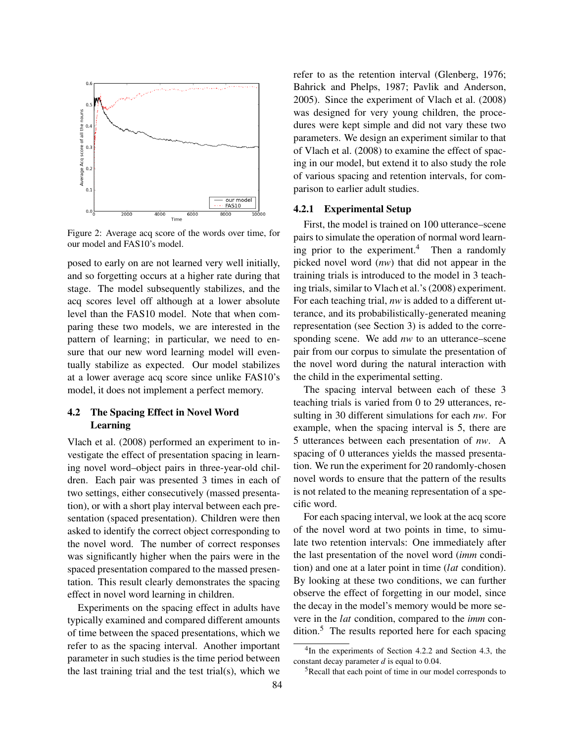Figure 2: Average acq score of the words over time, for our model and FAS10's model.

posed to early on are not learned very well initially, and so forgetting occurs at a higher rate during that stage. The model subsequently stabilizes, and the acq scores level off although at a lower absolute level than the FAS10 model. Note that when comparing these two models, we are interested in the pattern of learning; in particular, we need to ensure that our new word learning model will eventually stabilize as expected. Our model stabilizes at a lower average acq score since unlike FAS10's model, it does not implement a perfect memory.

## 4.2 The Spacing Effect in Novel Word Learning

Vlach et al. (2008) performed an experiment to investigate the effect of presentation spacing in learning novel word–object pairs in three-year-old children. Each pair was presented 3 times in each of two settings, either consecutively (massed presentation), or with a short play interval between each presentation (spaced presentation). Children were then asked to identify the correct object corresponding to the novel word. The number of correct responses was significantly higher when the pairs were in the spaced presentation compared to the massed presentation. This result clearly demonstrates the spacing effect in novel word learning in children.

Experiments on the spacing effect in adults have typically examined and compared different amounts of time between the spaced presentations, which we refer to as the spacing interval. Another important parameter in such studies is the time period between the last training trial and the test trial(s), which we refer to as the retention interval (Glenberg, 1976; Bahrick and Phelps, 1987; Pavlik and Anderson, 2005). Since the experiment of Vlach et al. (2008) was designed for very young children, the procedures were kept simple and did not vary these two parameters. We design an experiment similar to that of Vlach et al. (2008) to examine the effect of spacing in our model, but extend it to also study the role of various spacing and retention intervals, for comparison to earlier adult studies.

### 4.2.1 Experimental Setup

First, the model is trained on 100 utterance–scene pairs to simulate the operation of normal word learning prior to the experiment.[4] Then a randomly picked novel word (*nw*) that did not appear in the training trials is introduced to the model in 3 teaching trials, similar to Vlach et al.'s (2008) experiment. For each teaching trial, *nw* is added to a different utterance, and its probabilistically-generated meaning representation (see Section 3) is added to the corresponding scene. We add *nw* to an utterance–scene pair from our corpus to simulate the presentation of the novel word during the natural interaction with the child in the experimental setting.

The spacing interval between each of these 3 teaching trials is varied from 0 to 29 utterances, resulting in 30 different simulations for each *nw*. For example, when the spacing interval is 5, there are 5 utterances between each presentation of *nw*. A spacing of 0 utterances yields the massed presentation. We run the experiment for 20 randomly-chosen novel words to ensure that the pattern of the results is not related to the meaning representation of a specific word.

For each spacing interval, we look at the acq score of the novel word at two points in time, to simulate two retention intervals: One immediately after the last presentation of the novel word (*imm* condition) and one at a later point in time (*lat* condition). By looking at these two conditions, we can further observe the effect of forgetting in our model, since the decay in the model's memory would be more severe in the *lat* condition, compared to the *imm* condition.[5] The results reported here for each spacing

[4] In the experiments of Section 4.2.2 and Section 4.3, the constant decay parameter $d$ is equal to 0.04.

[5] Recall that each point of time in our model corresponds to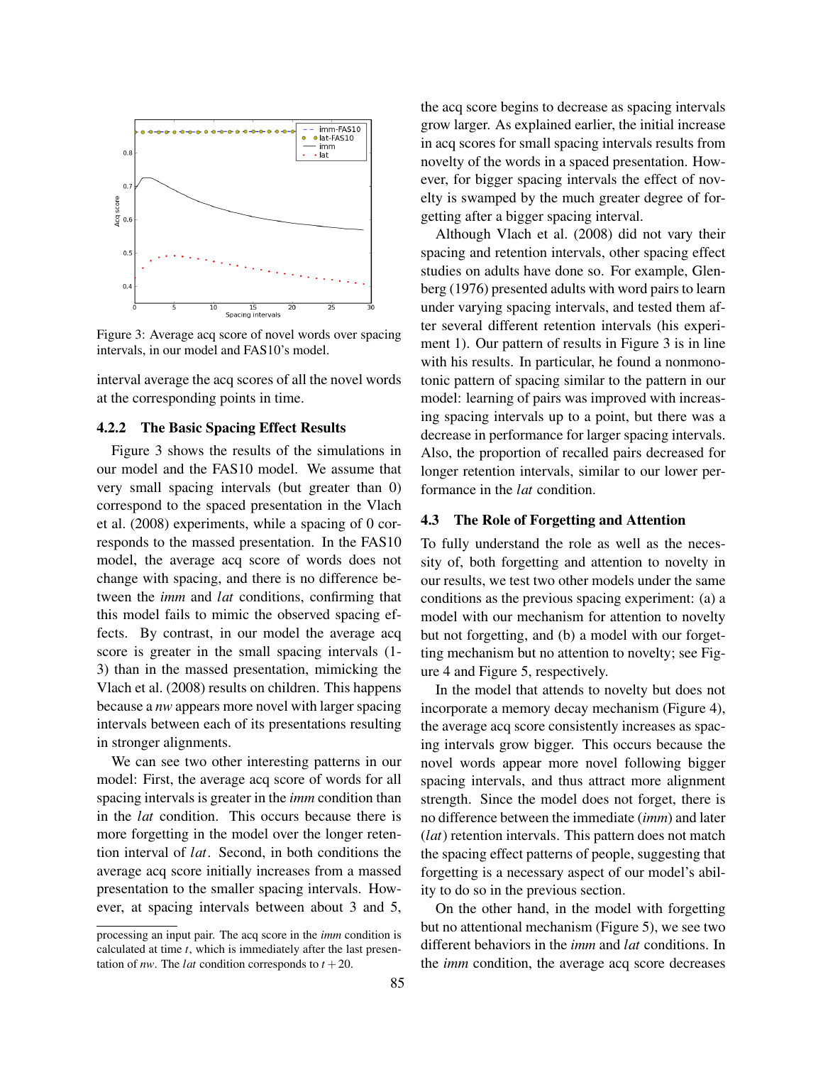Figure 3: Average acq score of novel words over spacing intervals, in our model and FAS10's model.

interval average the acq scores of all the novel words at the corresponding points in time.

### 4.2.2 The Basic Spacing Effect Results

Figure 3 shows the results of the simulations in our model and the FAS10 model. We assume that very small spacing intervals (but greater than 0) correspond to the spaced presentation in the Vlach et al. (2008) experiments, while a spacing of 0 corresponds to the massed presentation. In the FAS10 model, the average acq score of words does not change with spacing, and there is no difference between the *imm* and *lat* conditions, confirming that this model fails to mimic the observed spacing effects. By contrast, in our model the average acq score is greater in the small spacing intervals (1-3) than in the massed presentation, mimicking the Vlach et al. (2008) results on children. This happens because a *nw* appears more novel with larger spacing intervals between each of its presentations resulting in stronger alignments.

We can see two other interesting patterns in our model: First, the average acq score of words for all spacing intervals is greater in the *imm* condition than in the *lat* condition. This occurs because there is more forgetting in the model over the longer retention interval of *lat*. Second, in both conditions the average acq score initially increases from a massed presentation to the smaller spacing intervals. However, at spacing intervals between about 3 and 5, the acq score begins to decrease as spacing intervals grow larger. As explained earlier, the initial increase in acq scores for small spacing intervals results from novelty of the words in a spaced presentation. However, for bigger spacing intervals the effect of novelty is swamped by the much greater degree of forgetting after a bigger spacing interval.

Although Vlach et al. (2008) did not vary their spacing and retention intervals, other spacing effect studies on adults have done so. For example, Glenberg (1976) presented adults with word pairs to learn under varying spacing intervals, and tested them after several different retention intervals (his experiment 1). Our pattern of results in Figure 3 is in line with his results. In particular, he found a nonmonotonic pattern of spacing similar to the pattern in our model: learning of pairs was improved with increasing spacing intervals up to a point, but there was a decrease in performance for larger spacing intervals. Also, the proportion of recalled pairs decreased for longer retention intervals, similar to our lower performance in the *lat* condition.

## 4.3 The Role of Forgetting and Attention

To fully understand the role as well as the necessity of, both forgetting and attention to novelty in our results, we test two other models under the same conditions as the previous spacing experiment: (a) a model with our mechanism for attention to novelty but not forgetting, and (b) a model with our forgetting mechanism but no attention to novelty; see Figure 4 and Figure 5, respectively.

In the model that attends to novelty but does not incorporate a memory decay mechanism (Figure 4), the average acq score consistently increases as spacing intervals grow bigger. This occurs because the novel words appear more novel following bigger spacing intervals, and thus attract more alignment strength. Since the model does not forget, there is no difference between the immediate (*imm*) and later (*lat*) retention intervals. This pattern does not match the spacing effect patterns of people, suggesting that forgetting is a necessary aspect of our model's ability to do so in the previous section.

On the other hand, in the model with forgetting but no attentional mechanism (Figure 5), we see two different behaviors in the *imm* and *lat* conditions. In the *imm* condition, the average acq score decreases

---

processing an input pair. The acq score in the *imm* condition is calculated at time $t$, which is immediately after the last presentation of *nw*. The *lat* condition corresponds to $t + 20$.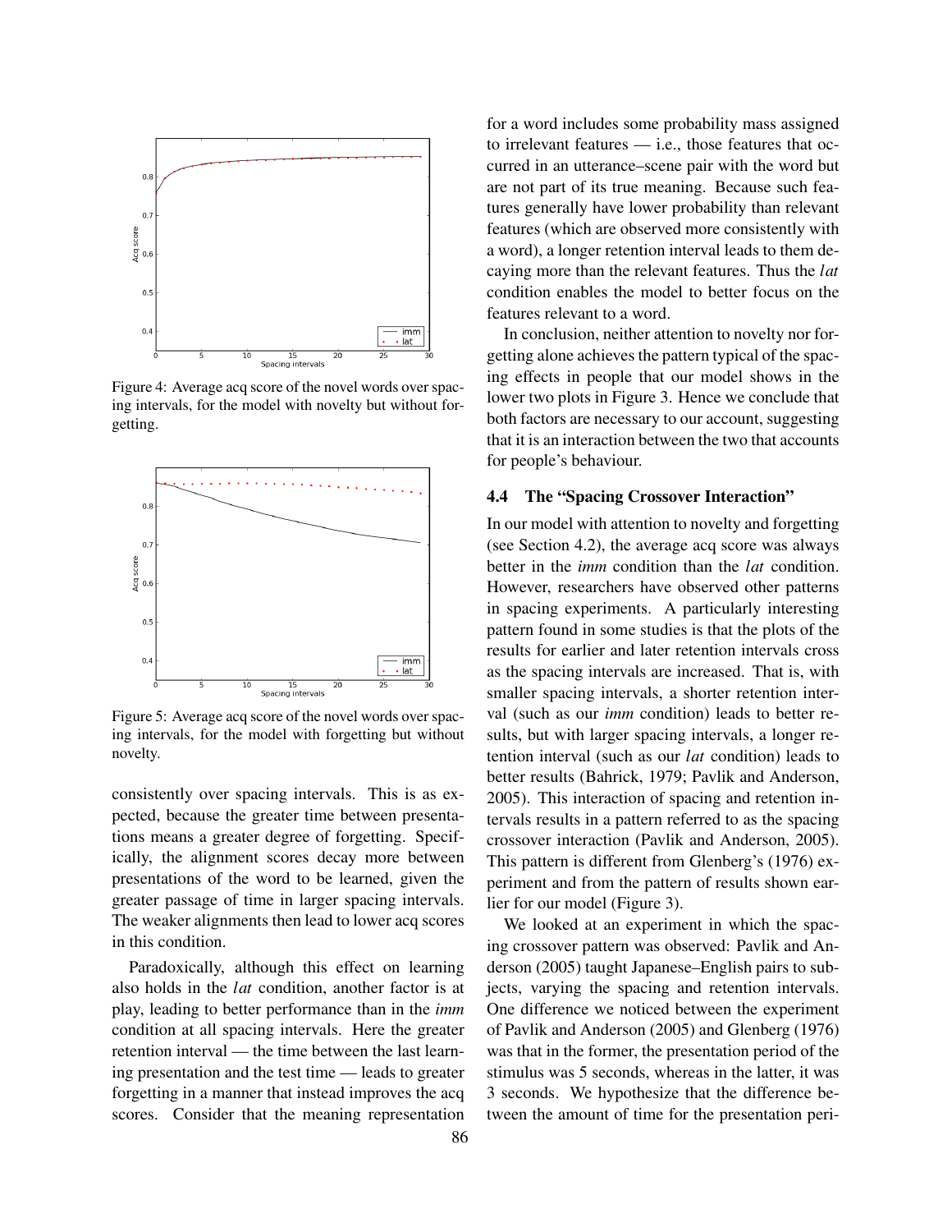Figure 4: Average acq score of the novel words over spacing intervals, for the model with novelty but without forgetting.

Figure 5: Average acq score of the novel words over spacing intervals, for the model with forgetting but without novelty.

consistently over spacing intervals. This is as expected, because the greater time between presentations means a greater degree of forgetting. Specifically, the alignment scores decay more between presentations of the word to be learned, given the greater passage of time in larger spacing intervals. The weaker alignments then lead to lower acq scores in this condition.

Paradoxically, although this effect on learning also holds in the *lat* condition, another factor is at play, leading to better performance than in the *imm* condition at all spacing intervals. Here the greater retention interval — the time between the last learning presentation and the test time — leads to greater forgetting in a manner that instead improves the acq scores. Consider that the meaning representation for a word includes some probability mass assigned to irrelevant features — i.e., those features that occurred in an utterance–scene pair with the word but are not part of its true meaning. Because such features generally have lower probability than relevant features (which are observed more consistently with a word), a longer retention interval leads to them decaying more than the relevant features. Thus the *lat* condition enables the model to better focus on the features relevant to a word.

In conclusion, neither attention to novelty nor forgetting alone achieves the pattern typical of the spacing effects in people that our model shows in the lower two plots in Figure 3. Hence we conclude that both factors are necessary to our account, suggesting that it is an interaction between the two that accounts for people's behaviour.

### 4.4 The "Spacing Crossover Interaction"

In our model with attention to novelty and forgetting (see Section 4.2), the average acq score was always better in the *imm* condition than the *lat* condition. However, researchers have observed other patterns in spacing experiments. A particularly interesting pattern found in some studies is that the plots of the results for earlier and later retention intervals cross as the spacing intervals are increased. That is, with smaller spacing intervals, a shorter retention interval (such as our *imm* condition) leads to better results, but with larger spacing intervals, a longer retention interval (such as our *lat* condition) leads to better results (Bahrick, 1979; Pavlik and Anderson, 2005). This interaction of spacing and retention intervals results in a pattern referred to as the spacing crossover interaction (Pavlik and Anderson, 2005). This pattern is different from Glenberg's (1976) experiment and from the pattern of results shown earlier for our model (Figure 3).

We looked at an experiment in which the spacing crossover pattern was observed: Pavlik and Anderson (2005) taught Japanese–English pairs to subjects, varying the spacing and retention intervals. One difference we noticed between the experiment of Pavlik and Anderson (2005) and Glenberg (1976) was that in the former, the presentation period of the stimulus was 5 seconds, whereas in the latter, it was 3 seconds. We hypothesize that the difference between the amount of time for the presentation peri-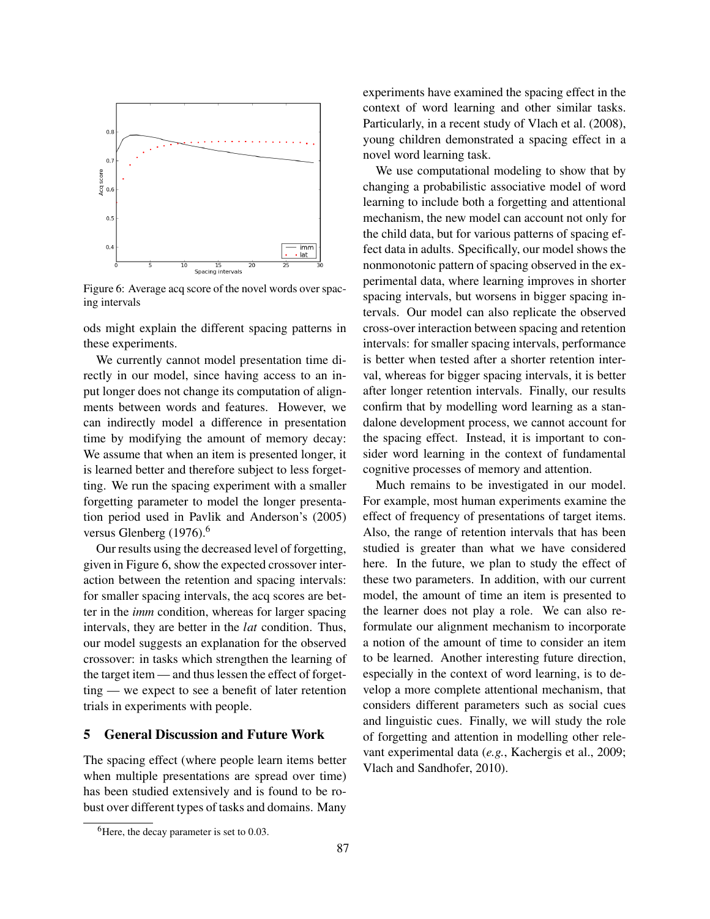Figure 6: Average acq score of the novel words over spacing intervals

ods might explain the different spacing patterns in these experiments.

We currently cannot model presentation time directly in our model, since having access to an input longer does not change its computation of alignments between words and features. However, we can indirectly model a difference in presentation time by modifying the amount of memory decay: We assume that when an item is presented longer, it is learned better and therefore subject to less forgetting. We run the spacing experiment with a smaller forgetting parameter to model the longer presentation period used in Pavlik and Anderson's (2005) versus Glenberg (1976).[6]

Our results using the decreased level of forgetting, given in Figure 6, show the expected crossover interaction between the retention and spacing intervals: for smaller spacing intervals, the acq scores are better in the *imm* condition, whereas for larger spacing intervals, they are better in the *lat* condition. Thus, our model suggests an explanation for the observed crossover: in tasks which strengthen the learning of the target item — and thus lessen the effect of forgetting — we expect to see a benefit of later retention trials in experiments with people.

## 5 General Discussion and Future Work

The spacing effect (where people learn items better when multiple presentations are spread over time) has been studied extensively and is found to be robust over different types of tasks and domains. Many experiments have examined the spacing effect in the context of word learning and other similar tasks. Particularly, in a recent study of Vlach et al. (2008), young children demonstrated a spacing effect in a novel word learning task.

We use computational modeling to show that by changing a probabilistic associative model of word learning to include both a forgetting and attentional mechanism, the new model can account not only for the child data, but for various patterns of spacing effect data in adults. Specifically, our model shows the nonmonotonic pattern of spacing observed in the experimental data, where learning improves in shorter spacing intervals, but worsens in bigger spacing intervals. Our model can also replicate the observed cross-over interaction between spacing and retention intervals: for smaller spacing intervals, performance is better when tested after a shorter retention interval, whereas for bigger spacing intervals, it is better after longer retention intervals. Finally, our results confirm that by modelling word learning as a standalone development process, we cannot account for the spacing effect. Instead, it is important to consider word learning in the context of fundamental cognitive processes of memory and attention.

Much remains to be investigated in our model. For example, most human experiments examine the effect of frequency of presentations of target items. Also, the range of retention intervals that has been studied is greater than what we have considered here. In the future, we plan to study the effect of these two parameters. In addition, with our current model, the amount of time an item is presented to the learner does not play a role. We can also reformulate our alignment mechanism to incorporate a notion of the amount of time to consider an item to be learned. Another interesting future direction, especially in the context of word learning, is to develop a more complete attentional mechanism, that considers different parameters such as social cues and linguistic cues. Finally, we will study the role of forgetting and attention in modelling other relevant experimental data (*e.g.*, Kachergis et al., 2009; Vlach and Sandhofer, 2010).

[6] Here, the decay parameter is set to 0.03.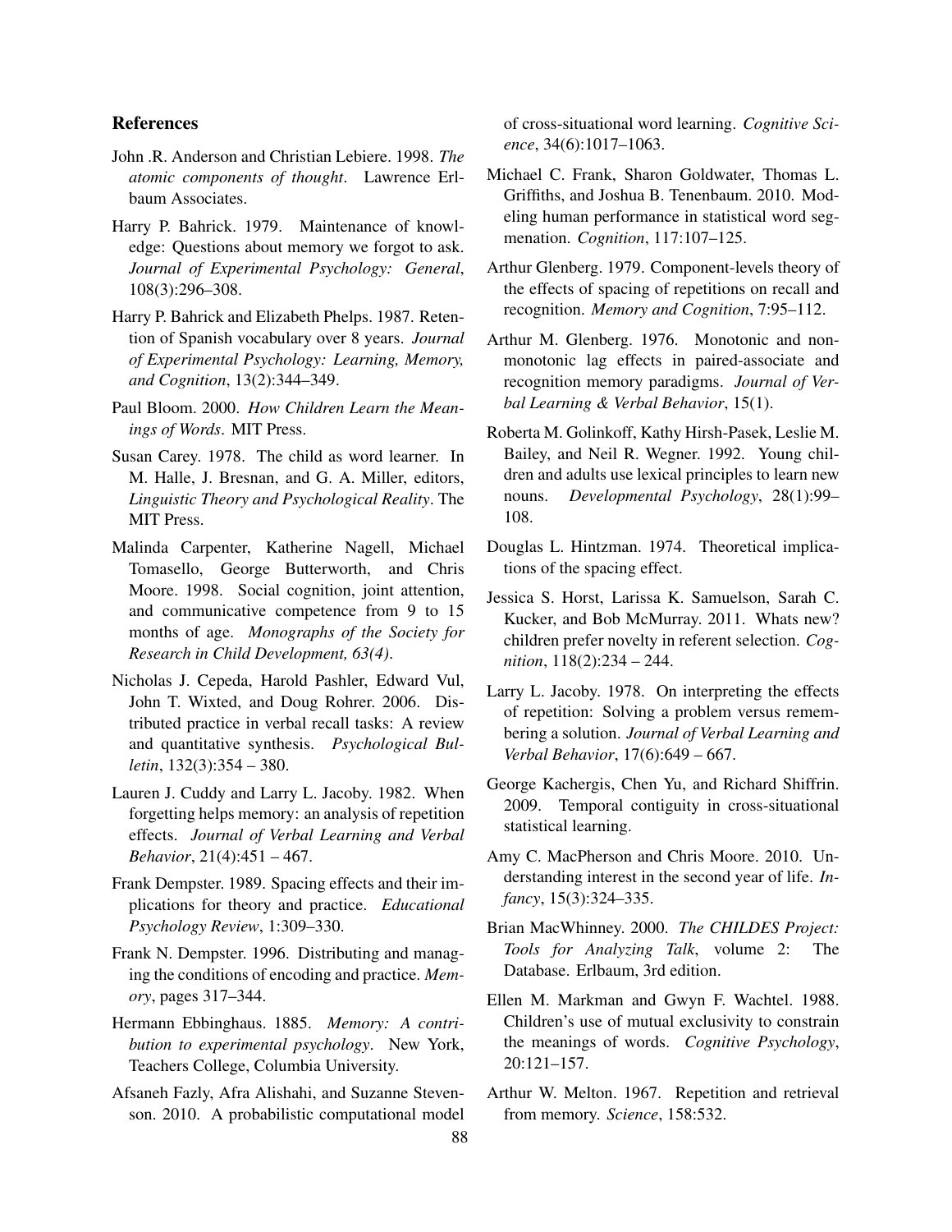## References

John .R. Anderson and Christian Lebiere. 1998. *The atomic components of thought*. Lawrence Erlbaum Associates.

Harry P. Bahrick. 1979. Maintenance of knowledge: Questions about memory we forgot to ask. *Journal of Experimental Psychology: General*, 108(3):296–308.

Harry P. Bahrick and Elizabeth Phelps. 1987. Retention of Spanish vocabulary over 8 years. *Journal of Experimental Psychology: Learning, Memory, and Cognition*, 13(2):344–349.

Paul Bloom. 2000. *How Children Learn the Meanings of Words*. MIT Press.

Susan Carey. 1978. The child as word learner. In M. Halle, J. Bresnan, and G. A. Miller, editors, *Linguistic Theory and Psychological Reality*. The MIT Press.

Malinda Carpenter, Katherine Nagell, Michael Tomasello, George Butterworth, and Chris Moore. 1998. Social cognition, joint attention, and communicative competence from 9 to 15 months of age. *Monographs of the Society for Research in Child Development, 63(4)*.

Nicholas J. Cepeda, Harold Pashler, Edward Vul, John T. Wixted, and Doug Rohrer. 2006. Distributed practice in verbal recall tasks: A review and quantitative synthesis. *Psychological Bulletin*, 132(3):354 – 380.

Lauren J. Cuddy and Larry L. Jacoby. 1982. When forgetting helps memory: an analysis of repetition effects. *Journal of Verbal Learning and Verbal Behavior*, 21(4):451 – 467.

Frank Dempster. 1989. Spacing effects and their implications for theory and practice. *Educational Psychology Review*, 1:309–330.

Frank N. Dempster. 1996. Distributing and managing the conditions of encoding and practice. *Memory*, pages 317–344.

Hermann Ebbinghaus. 1885. *Memory: A contribution to experimental psychology*. New York, Teachers College, Columbia University.

Afsaneh Fazly, Afra Alishahi, and Suzanne Stevenson. 2010. A probabilistic computational model of cross-situational word learning. *Cognitive Science*, 34(6):1017–1063.

Michael C. Frank, Sharon Goldwater, Thomas L. Griffiths, and Joshua B. Tenenbaum. 2010. Modeling human performance in statistical word segmenation. *Cognition*, 117:107–125.

Arthur Glenberg. 1979. Component-levels theory of the effects of spacing of repetitions on recall and recognition. *Memory and Cognition*, 7:95–112.

Arthur M. Glenberg. 1976. Monotonic and nonmonotonic lag effects in paired-associate and recognition memory paradigms. *Journal of Verbal Learning & Verbal Behavior*, 15(1).

Roberta M. Golinkoff, Kathy Hirsh-Pasek, Leslie M. Bailey, and Neil R. Wegner. 1992. Young children and adults use lexical principles to learn new nouns. *Developmental Psychology*, 28(1):99–108.

Douglas L. Hintzman. 1974. Theoretical implications of the spacing effect.

Jessica S. Horst, Larissa K. Samuelson, Sarah C. Kucker, and Bob McMurray. 2011. Whats new? children prefer novelty in referent selection. *Cognition*, 118(2):234 – 244.

Larry L. Jacoby. 1978. On interpreting the effects of repetition: Solving a problem versus remembering a solution. *Journal of Verbal Learning and Verbal Behavior*, 17(6):649 – 667.

George Kachergis, Chen Yu, and Richard Shiffrin. 2009. Temporal contiguity in cross-situational statistical learning.

Amy C. MacPherson and Chris Moore. 2010. Understanding interest in the second year of life. *Infancy*, 15(3):324–335.

Brian MacWhinney. 2000. *The CHILDES Project: Tools for Analyzing Talk*, volume 2: The Database. Erlbaum, 3rd edition.

Ellen M. Markman and Gwyn F. Wachtel. 1988. Children's use of mutual exclusivity to constrain the meanings of words. *Cognitive Psychology*, 20:121–157.

Arthur W. Melton. 1967. Repetition and retrieval from memory. *Science*, 158:532.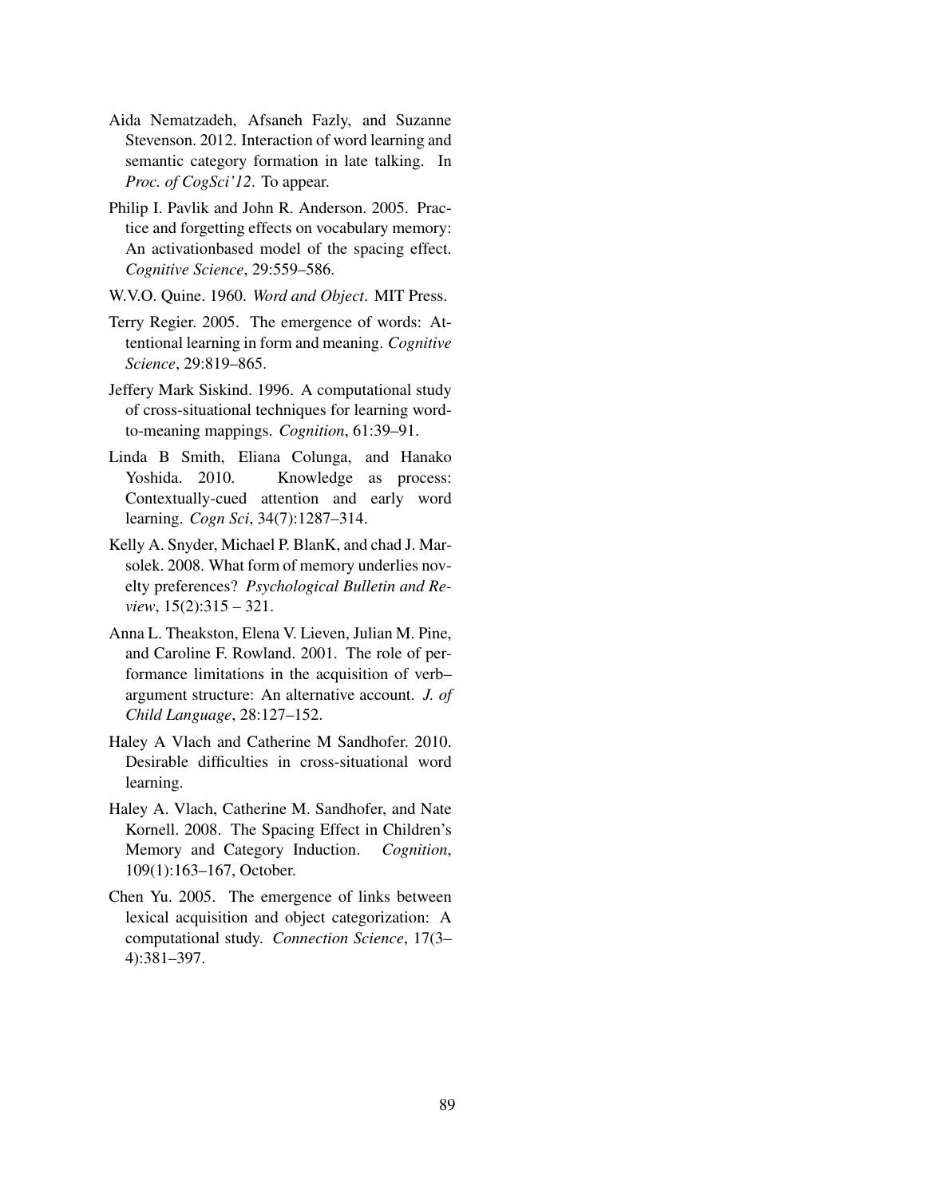Aida Nematzadeh, Afsaneh Fazly, and Suzanne Stevenson. 2012. Interaction of word learning and semantic category formation in late talking. In *Proc. of CogSci'12*. To appear.

Philip I. Pavlik and John R. Anderson. 2005. Practice and forgetting effects on vocabulary memory: An activationbased model of the spacing effect. *Cognitive Science*, 29:559–586.

W.V.O. Quine. 1960. *Word and Object*. MIT Press.

Terry Regier. 2005. The emergence of words: Attentional learning in form and meaning. *Cognitive Science*, 29:819–865.

Jeffery Mark Siskind. 1996. A computational study of cross-situational techniques for learning word-to-meaning mappings. *Cognition*, 61:39–91.

Linda B Smith, Eliana Colunga, and Hanako Yoshida. 2010. Knowledge as process: Contextually-cued attention and early word learning. *Cogn Sci*, 34(7):1287–314.

Kelly A. Snyder, Michael P. BlanK, and chad J. Marsolek. 2008. What form of memory underlies novelty preferences? *Psychological Bulletin and Review*, 15(2):315 – 321.

Anna L. Theakston, Elena V. Lieven, Julian M. Pine, and Caroline F. Rowland. 2001. The role of performance limitations in the acquisition of verb–argument structure: An alternative account. *J. of Child Language*, 28:127–152.

Haley A Vlach and Catherine M Sandhofer. 2010. Desirable difficulties in cross-situational word learning.

Haley A. Vlach, Catherine M. Sandhofer, and Nate Kornell. 2008. The Spacing Effect in Children's Memory and Category Induction. *Cognition*, 109(1):163–167, October.

Chen Yu. 2005. The emergence of links between lexical acquisition and object categorization: A computational study. *Connection Science*, 17(3–4):381–397.